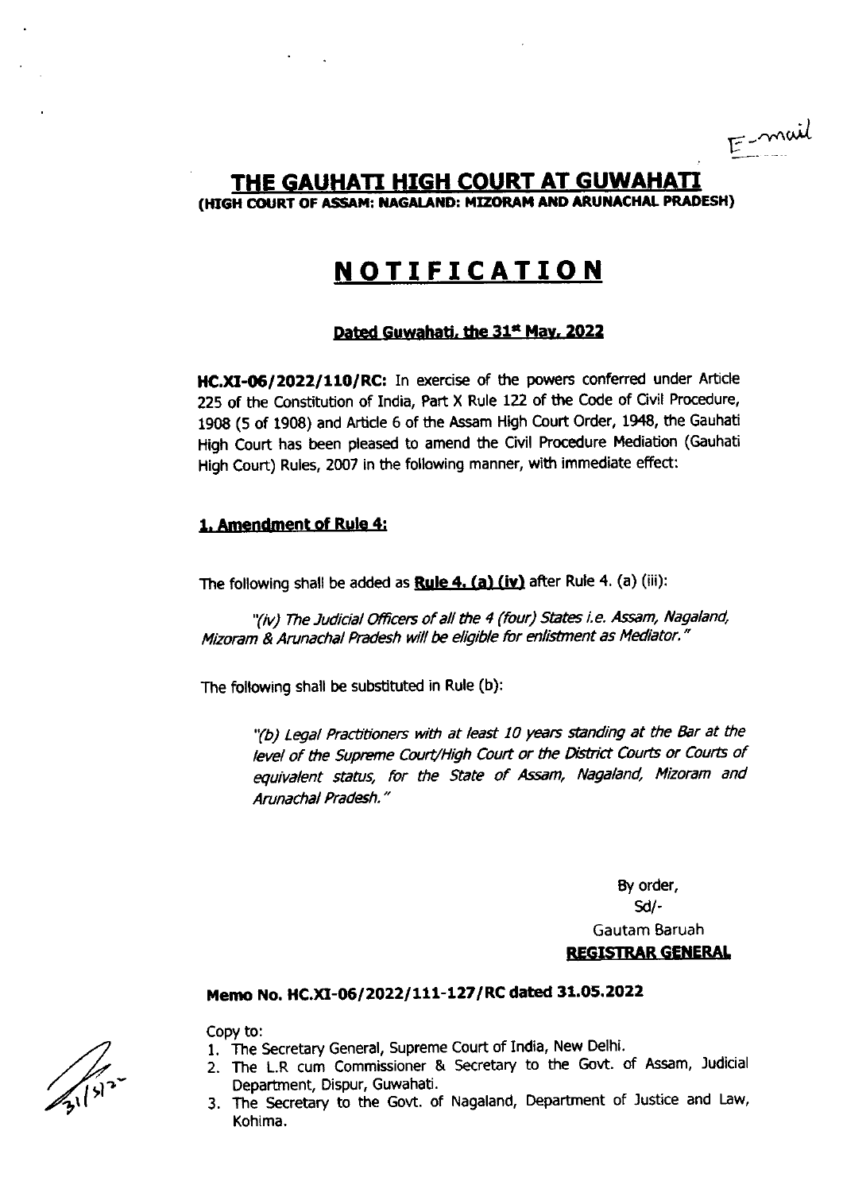E-mail

# THE GAUHATI HIGH COURT AT GUWAHATI

**(HIGH COURT OF ASSAM: NAGALAND: MIZORAM AND ARUNACHAL PRADESH)**

# NOTIFICATION

**Dated Guwahati, the 31st May, 2022**

**HC.XI-06/2022/110/RC:** In exercise of the powers conferred under Article 225 of the Constitution of India, Part X Rule 122 of the Code of Civil Procedure, 1908 (5 of 1908) and Article 6 of the Assam High Court Order, 1948, the Gauhati High Court has been pleased to amend the Civil Procedure Mediation (Gauhati High Court) Rules, 2007 in the following manner, with immediate effect:

**1. Amendment of Rule 4:**

The following shall be added as **Rule 4. (a) (iv)** after Rule 4. (a) (iii):

> *"(iv) The Judicial Officers of all the 4 (four) States i.e. Assam, Nagaland, Mizoram & Arunachal Pradesh will be eligible for enlistment as Mediator."*

The following shall be substituted in Rule (b):

> *"(b) Legal Practitioners with at least 10 years standing at the Bar at the level of the Supreme Court/High Court or the District Courts or Courts of equivalent status, for the State of Assam, Nagaland, Mizoram and Arunachal Pradesh."*

By order,
Sd/-
Gautam Baruah
**REGISTRAR GENERAL**

**Memo No. HC.XI-06/2022/111-127/RC dated 31.05.2022**

Copy to:

1. The Secretary General, Supreme Court of India, New Delhi.
2. The L.R cum Commissioner & Secretary to the Govt. of Assam, Judicial Department, Dispur, Guwahati.
3. The Secretary to the Govt. of Nagaland, Department of Justice and Law, Kohima.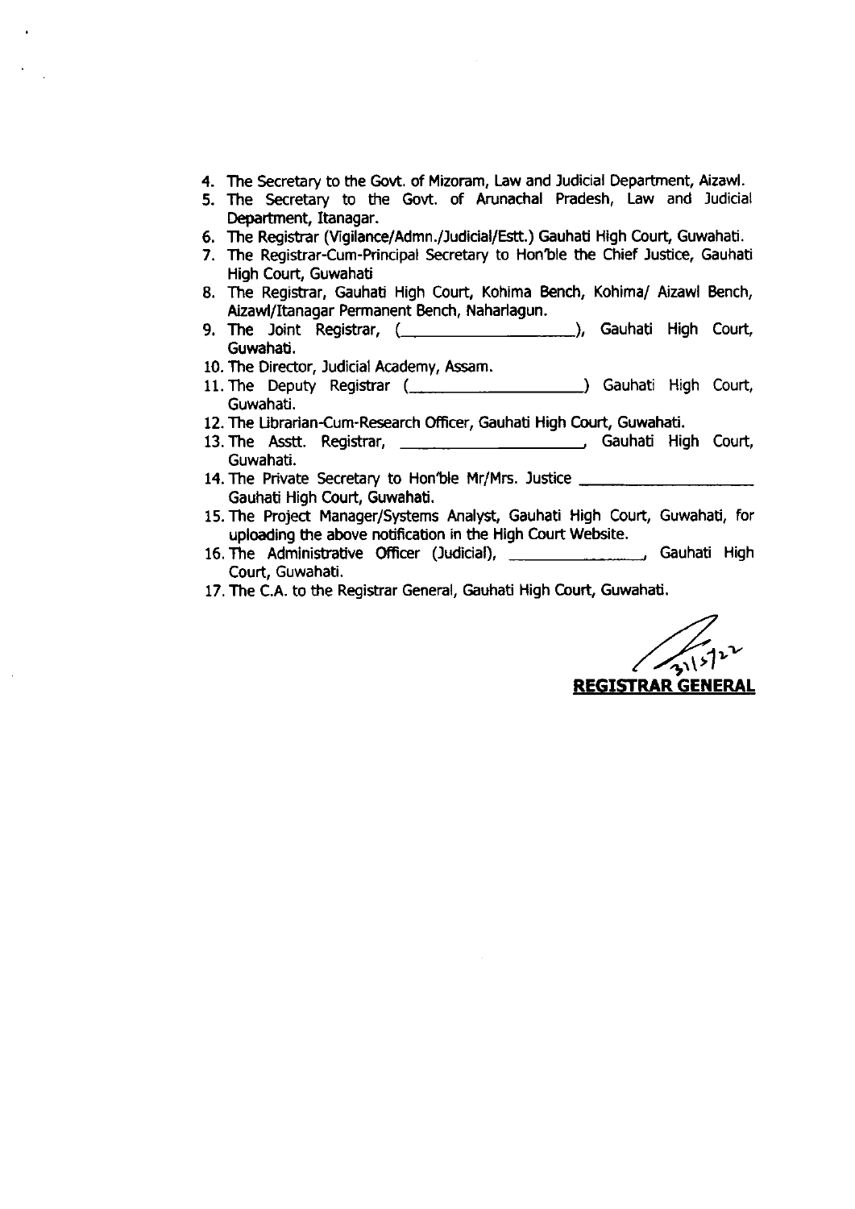4. The Secretary to the Govt. of Mizoram, Law and Judicial Department, Aizawl.
5. The Secretary to the Govt. of Arunachal Pradesh, Law and Judicial Department, Itanagar.
6. The Registrar (Vigilance/Admn./Judicial/Estt.) Gauhati High Court, Guwahati.
7. The Registrar-Cum-Principal Secretary to Hon'ble the Chief Justice, Gauhati High Court, Guwahati
8. The Registrar, Gauhati High Court, Kohima Bench, Kohima/ Aizawl Bench, Aizawl/Itanagar Permanent Bench, Naharlagun.
9. The Joint Registrar, (\_\_\_\_\_\_\_\_\_\_\_\_\_\_\_\_\_\_\_\_), Gauhati High Court, Guwahati.
10. The Director, Judicial Academy, Assam.
11. The Deputy Registrar (\_\_\_\_\_\_\_\_\_\_\_\_\_\_\_\_\_\_\_\_) Gauhati High Court, Guwahati.
12. The Librarian-Cum-Research Officer, Gauhati High Court, Guwahati.
13. The Asstt. Registrar, \_\_\_\_\_\_\_\_\_\_\_\_\_\_\_\_\_\_\_\_, Gauhati High Court, Guwahati.
14. The Private Secretary to Hon'ble Mr/Mrs. Justice \_\_\_\_\_\_\_\_\_\_\_\_\_\_\_\_\_\_\_\_ Gauhati High Court, Guwahati.
15. The Project Manager/Systems Analyst, Gauhati High Court, Guwahati, for uploading the above notification in the High Court Website.
16. The Administrative Officer (Judicial), \_\_\_\_\_\_\_\_\_\_\_\_\_\_\_\_, Gauhati High Court, Guwahati.
17. The C.A. to the Registrar General, Gauhati High Court, Guwahati.

31/5/22

**REGISTRAR GENERAL**